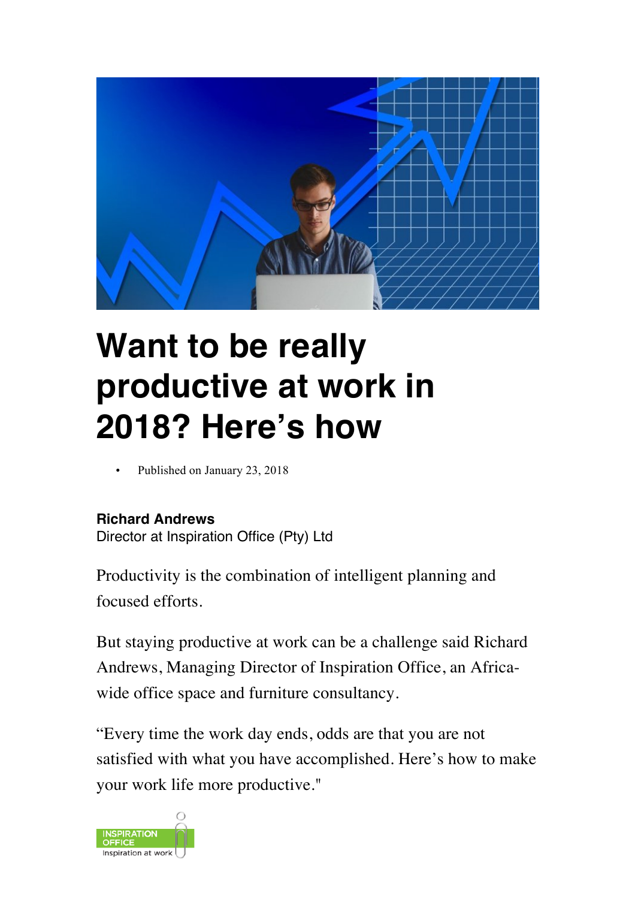# Want to be really productive at work in 2018? Here's how

- Published on January 23, 2018

**Richard Andrews**
Director at Inspiration Office (Pty) Ltd

Productivity is the combination of intelligent planning and focused efforts.

But staying productive at work can be a challenge said Richard Andrews, Managing Director of Inspiration Office, an Africa-wide office space and furniture consultancy.

"Every time the work day ends, odds are that you are not satisfied with what you have accomplished. Here's how to make your work life more productive."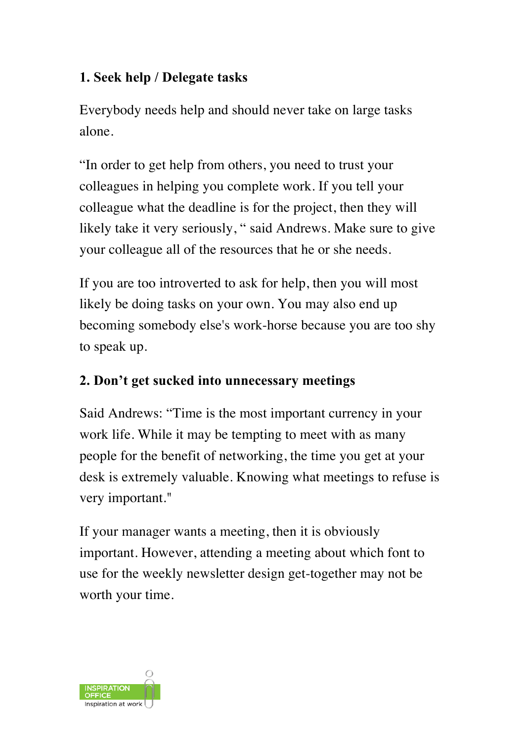### 1. Seek help / Delegate tasks

Everybody needs help and should never take on large tasks alone.

"In order to get help from others, you need to trust your colleagues in helping you complete work. If you tell your colleague what the deadline is for the project, then they will likely take it very seriously, " said Andrews. Make sure to give your colleague all of the resources that he or she needs.

If you are too introverted to ask for help, then you will most likely be doing tasks on your own. You may also end up becoming somebody else's work-horse because you are too shy to speak up.

### 2. Don't get sucked into unnecessary meetings

Said Andrews: "Time is the most important currency in your work life. While it may be tempting to meet with as many people for the benefit of networking, the time you get at your desk is extremely valuable. Knowing what meetings to refuse is very important."

If your manager wants a meeting, then it is obviously important. However, attending a meeting about which font to use for the weekly newsletter design get-together may not be worth your time.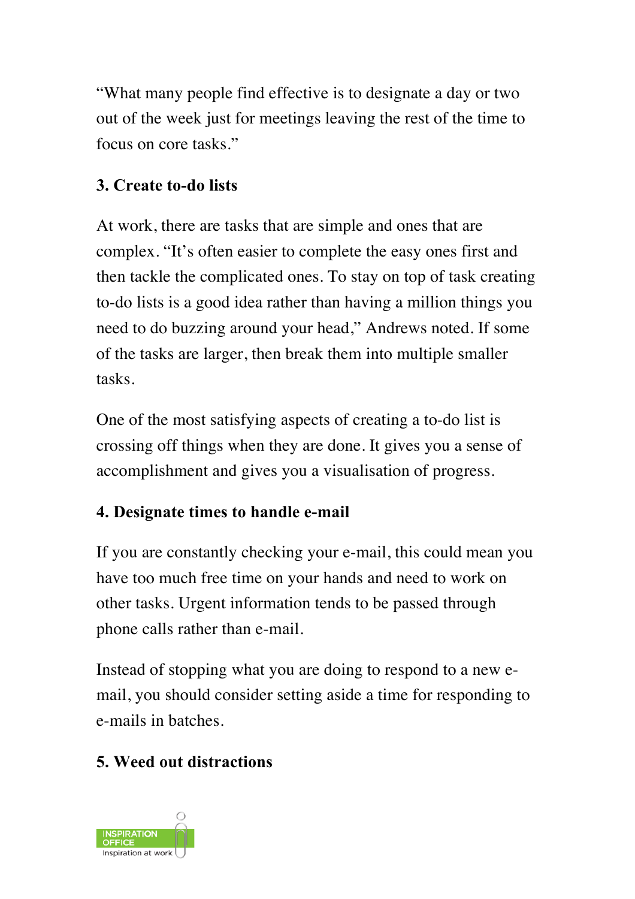"What many people find effective is to designate a day or two out of the week just for meetings leaving the rest of the time to focus on core tasks."

### 3. Create to-do lists

At work, there are tasks that are simple and ones that are complex. "It's often easier to complete the easy ones first and then tackle the complicated ones. To stay on top of task creating to-do lists is a good idea rather than having a million things you need to do buzzing around your head," Andrews noted. If some of the tasks are larger, then break them into multiple smaller tasks.

One of the most satisfying aspects of creating a to-do list is crossing off things when they are done. It gives you a sense of accomplishment and gives you a visualisation of progress.

### 4. Designate times to handle e-mail

If you are constantly checking your e-mail, this could mean you have too much free time on your hands and need to work on other tasks. Urgent information tends to be passed through phone calls rather than e-mail.

Instead of stopping what you are doing to respond to a new e-mail, you should consider setting aside a time for responding to e-mails in batches.

### 5. Weed out distractions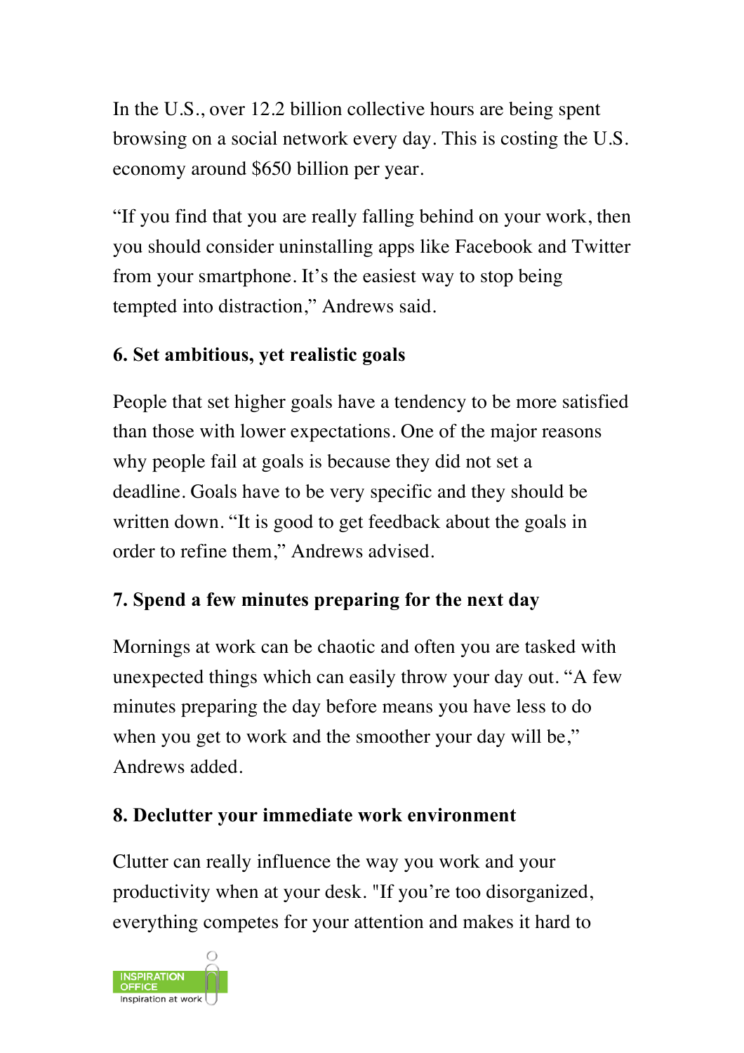In the U.S., over 12.2 billion collective hours are being spent browsing on a social network every day. This is costing the U.S. economy around $650 billion per year.

“If you find that you are really falling behind on your work, then you should consider uninstalling apps like Facebook and Twitter from your smartphone. It’s the easiest way to stop being tempted into distraction,” Andrews said.

**6. Set ambitious, yet realistic goals**

People that set higher goals have a tendency to be more satisfied than those with lower expectations. One of the major reasons why people fail at goals is because they did not set a deadline. Goals have to be very specific and they should be written down. “It is good to get feedback about the goals in order to refine them,” Andrews advised.

**7. Spend a few minutes preparing for the next day**

Mornings at work can be chaotic and often you are tasked with unexpected things which can easily throw your day out. “A few minutes preparing the day before means you have less to do when you get to work and the smoother your day will be,” Andrews added.

**8. Declutter your immediate work environment**

Clutter can really influence the way you work and your productivity when at your desk. "If you’re too disorganized, everything competes for your attention and makes it hard to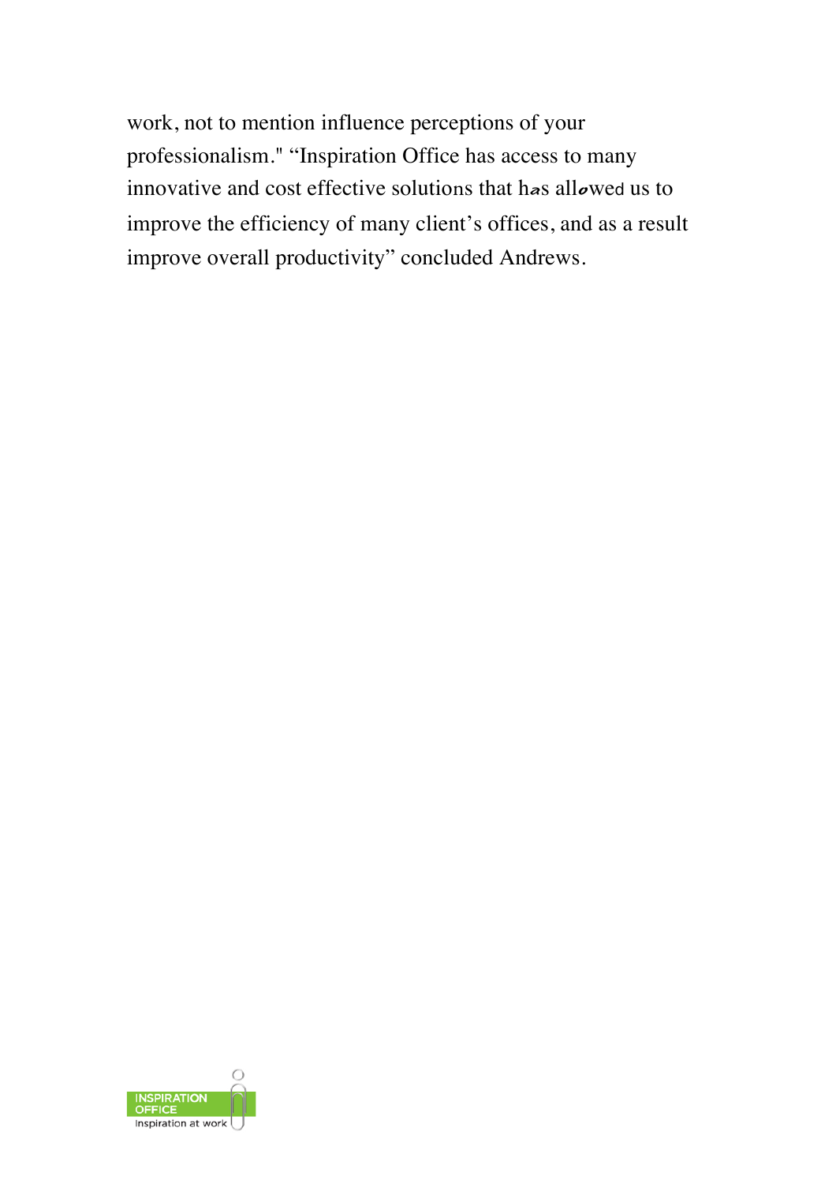work, not to mention influence perceptions of your professionalism." "Inspiration Office has access to many innovative and cost effective solutions that has allowed us to improve the efficiency of many client's offices, and as a result improve overall productivity" concluded Andrews.